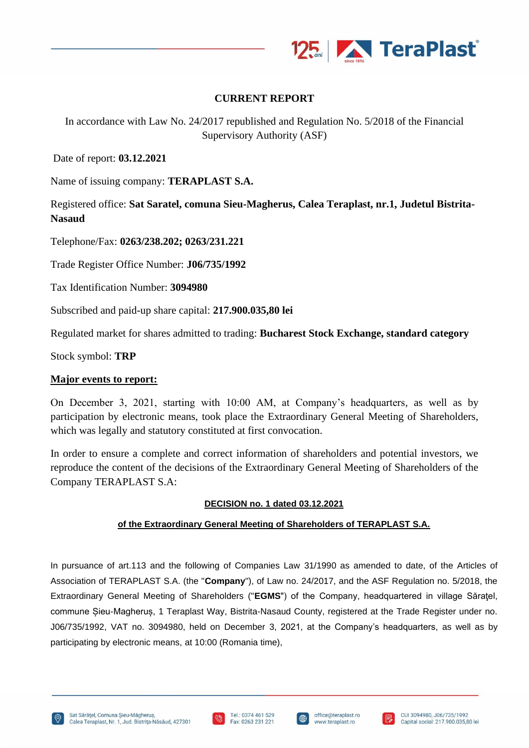# CURRENT REPORT

In accordance with Law No. 24/2017 republished and Regulation No. 5/2018 of the Financial Supervisory Authority (ASF)

Date of report: **03.12.2021**

Name of issuing company: **TERAPLAST S.A.**

Registered office: **Sat Saratel, comuna Sieu-Magherus, Calea Teraplast, nr.1, Judetul Bistrita-Nasaud**

Telephone/Fax: **0263/238.202; 0263/231.221**

Trade Register Office Number: **J06/735/1992**

Tax Identification Number: **3094980**

Subscribed and paid-up share capital: **217.900.035,80 lei**

Regulated market for shares admitted to trading: **Bucharest Stock Exchange, standard category**

Stock symbol: **TRP**

**Major events to report:**

On December 3, 2021, starting with 10:00 AM, at Company's headquarters, as well as by participation by electronic means, took place the Extraordinary General Meeting of Shareholders, which was legally and statutory constituted at first convocation.

In order to ensure a complete and correct information of shareholders and potential investors, we reproduce the content of the decisions of the Extraordinary General Meeting of Shareholders of the Company TERAPLAST S.A:

**DECISION no. 1 dated 03.12.2021**

**of the Extraordinary General Meeting of Shareholders of TERAPLAST S.A.**

In pursuance of art.113 and the following of Companies Law 31/1990 as amended to date, of the Articles of Association of TERAPLAST S.A. (the "**Company**"), of Law no. 24/2017, and the ASF Regulation no. 5/2018, the Extraordinary General Meeting of Shareholders ("**EGMS**") of the Company, headquartered in village Sărăţel, commune Șieu-Magheruș, 1 Teraplast Way, Bistrita-Nasaud County, registered at the Trade Register under no. J06/735/1992, VAT no. 3094980, held on December 3, 2021, at the Company's headquarters, as well as by participating by electronic means, at 10:00 (Romania time),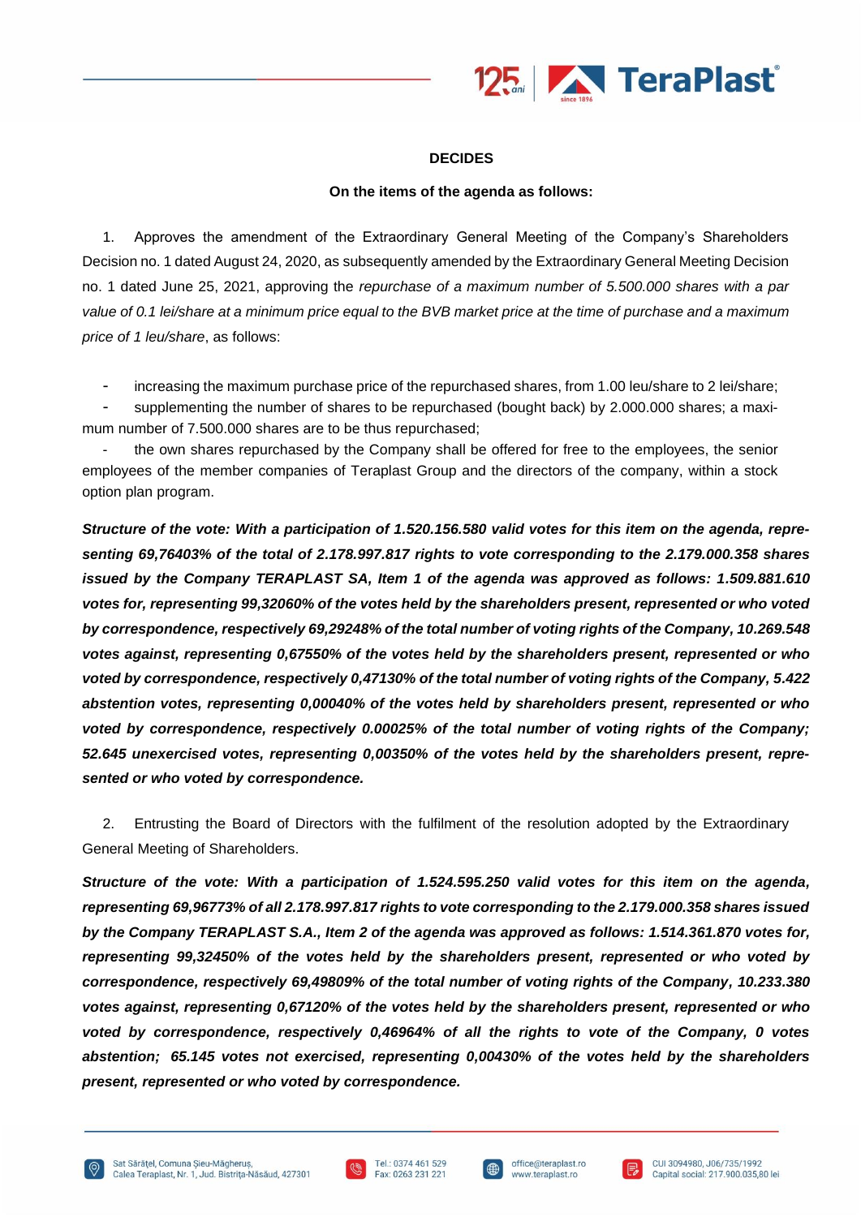**DECIDES**

**On the items of the agenda as follows:**

1. Approves the amendment of the Extraordinary General Meeting of the Company's Shareholders Decision no. 1 dated August 24, 2020, as subsequently amended by the Extraordinary General Meeting Decision no. 1 dated June 25, 2021, approving the *repurchase of a maximum number of 5.500.000 shares with a par value of 0.1 lei/share at a minimum price equal to the BVB market price at the time of purchase and a maximum price of 1 leu/share*, as follows:

- increasing the maximum purchase price of the repurchased shares, from 1.00 leu/share to 2 lei/share;
- supplementing the number of shares to be repurchased (bought back) by 2.000.000 shares; a maximum number of 7.500.000 shares are to be thus repurchased;
- the own shares repurchased by the Company shall be offered for free to the employees, the senior employees of the member companies of Teraplast Group and the directors of the company, within a stock option plan program.

***Structure of the vote: With a participation of 1.520.156.580 valid votes for this item on the agenda, representing 69,76403% of the total of 2.178.997.817 rights to vote corresponding to the 2.179.000.358 shares issued by the Company TERAPLAST SA, Item 1 of the agenda was approved as follows: 1.509.881.610 votes for, representing 99,32060% of the votes held by the shareholders present, represented or who voted by correspondence, respectively 69,29248% of the total number of voting rights of the Company, 10.269.548 votes against, representing 0,67550% of the votes held by the shareholders present, represented or who voted by correspondence, respectively 0,47130% of the total number of voting rights of the Company, 5.422 abstention votes, representing 0,00040% of the votes held by shareholders present, represented or who voted by correspondence, respectively 0.00025% of the total number of voting rights of the Company; 52.645 unexercised votes, representing 0,00350% of the votes held by the shareholders present, represented or who voted by correspondence.***

2. Entrusting the Board of Directors with the fulfilment of the resolution adopted by the Extraordinary General Meeting of Shareholders.

***Structure of the vote: With a participation of 1.524.595.250 valid votes for this item on the agenda, representing 69,96773% of all 2.178.997.817 rights to vote corresponding to the 2.179.000.358 shares issued by the Company TERAPLAST S.A., Item 2 of the agenda was approved as follows: 1.514.361.870 votes for, representing 99,32450% of the votes held by the shareholders present, represented or who voted by correspondence, respectively 69,49809% of the total number of voting rights of the Company, 10.233.380 votes against, representing 0,67120% of the votes held by the shareholders present, represented or who voted by correspondence, respectively 0,46964% of all the rights to vote of the Company, 0 votes abstention; 65.145 votes not exercised, representing 0,00430% of the votes held by the shareholders present, represented or who voted by correspondence.***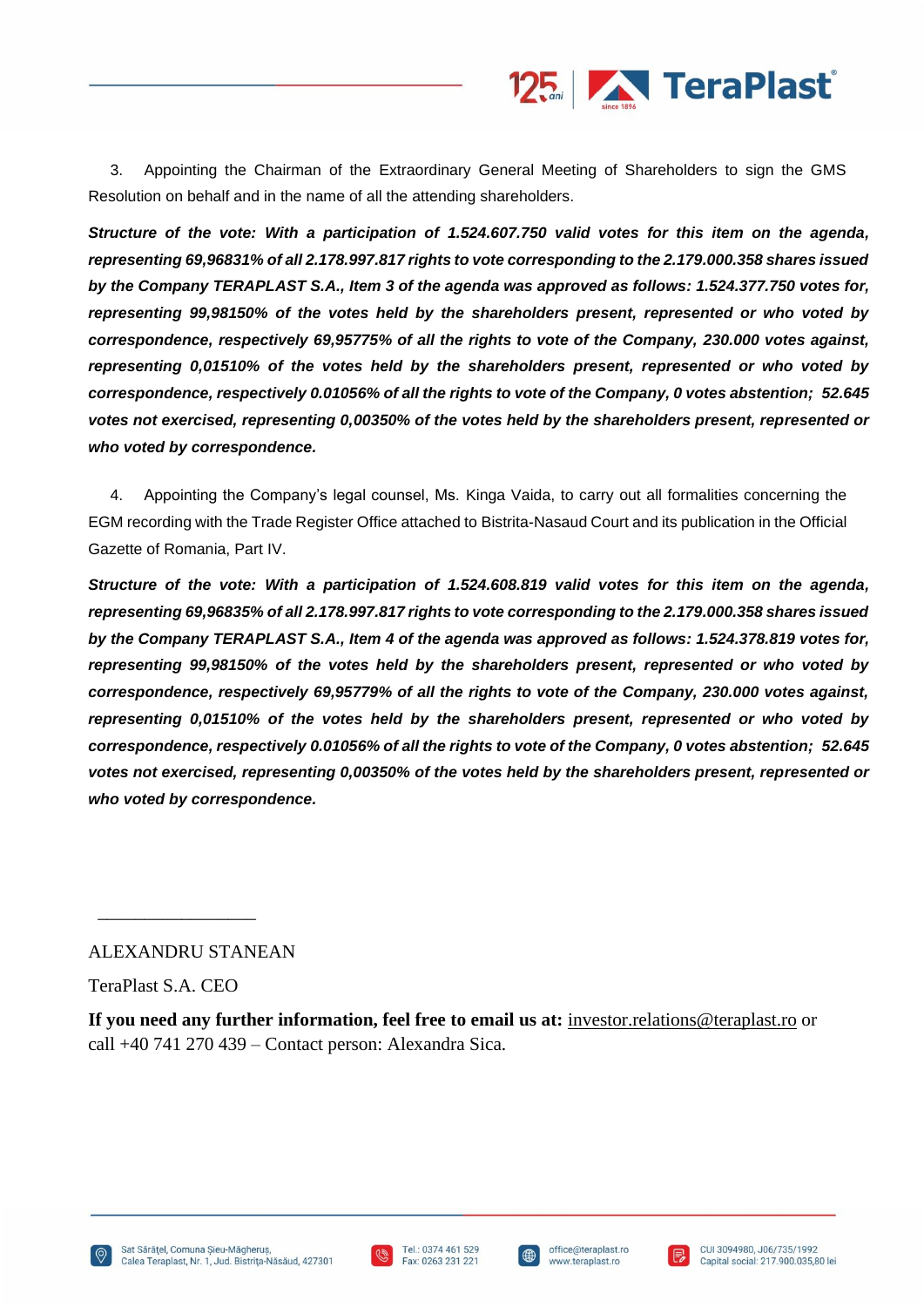3. Appointing the Chairman of the Extraordinary General Meeting of Shareholders to sign the GMS Resolution on behalf and in the name of all the attending shareholders.

***Structure of the vote: With a participation of 1.524.607.750 valid votes for this item on the agenda, representing 69,96831% of all 2.178.997.817 rights to vote corresponding to the 2.179.000.358 shares issued by the Company TERAPLAST S.A., Item 3 of the agenda was approved as follows: 1.524.377.750 votes for, representing 99,98150% of the votes held by the shareholders present, represented or who voted by correspondence, respectively 69,95775% of all the rights to vote of the Company, 230.000 votes against, representing 0,01510% of the votes held by the shareholders present, represented or who voted by correspondence, respectively 0.01056% of all the rights to vote of the Company, 0 votes abstention; 52.645 votes not exercised, representing 0,00350% of the votes held by the shareholders present, represented or who voted by correspondence.***

4. Appointing the Company's legal counsel, Ms. Kinga Vaida, to carry out all formalities concerning the EGM recording with the Trade Register Office attached to Bistrita-Nasaud Court and its publication in the Official Gazette of Romania, Part IV.

***Structure of the vote: With a participation of 1.524.608.819 valid votes for this item on the agenda, representing 69,96835% of all 2.178.997.817 rights to vote corresponding to the 2.179.000.358 shares issued by the Company TERAPLAST S.A., Item 4 of the agenda was approved as follows: 1.524.378.819 votes for, representing 99,98150% of the votes held by the shareholders present, represented or who voted by correspondence, respectively 69,95779% of all the rights to vote of the Company, 230.000 votes against, representing 0,01510% of the votes held by the shareholders present, represented or who voted by correspondence, respectively 0.01056% of all the rights to vote of the Company, 0 votes abstention; 52.645 votes not exercised, representing 0,00350% of the votes held by the shareholders present, represented or who voted by correspondence.***

\_\_\_\_\_\_\_\_\_\_\_\_\_\_\_\_\_\_\_

ALEXANDRU STANEAN

TeraPlast S.A. CEO

**If you need any further information, feel free to email us at:** investor.relations@teraplast.ro or call +40 741 270 439 – Contact person: Alexandra Sica.